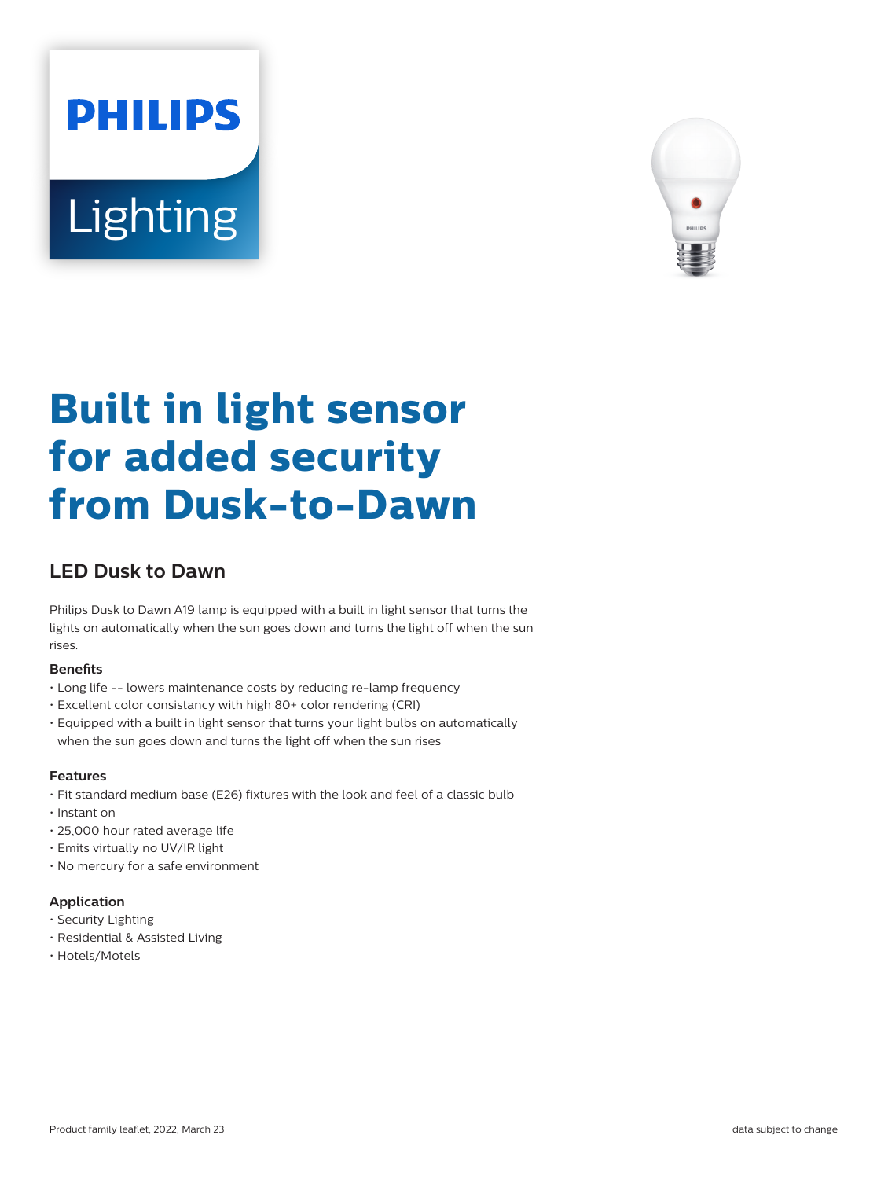PHILIPS

Lighting

# Built in light sensor for added security from Dusk-to-Dawn

## LED Dusk to Dawn

Philips Dusk to Dawn A19 lamp is equipped with a built in light sensor that turns the lights on automatically when the sun goes down and turns the light off when the sun rises.

### Benefits

- Long life -- lowers maintenance costs by reducing re-lamp frequency
- Excellent color consistancy with high 80+ color rendering (CRI)
- Equipped with a built in light sensor that turns your light bulbs on automatically when the sun goes down and turns the light off when the sun rises

### Features

- Fit standard medium base (E26) fixtures with the look and feel of a classic bulb
- Instant on
- 25,000 hour rated average life
- Emits virtually no UV/IR light
- No mercury for a safe environment

### Application

- Security Lighting
- Residential & Assisted Living
- Hotels/Motels

Product family leaflet, 2022, March 23

data subject to change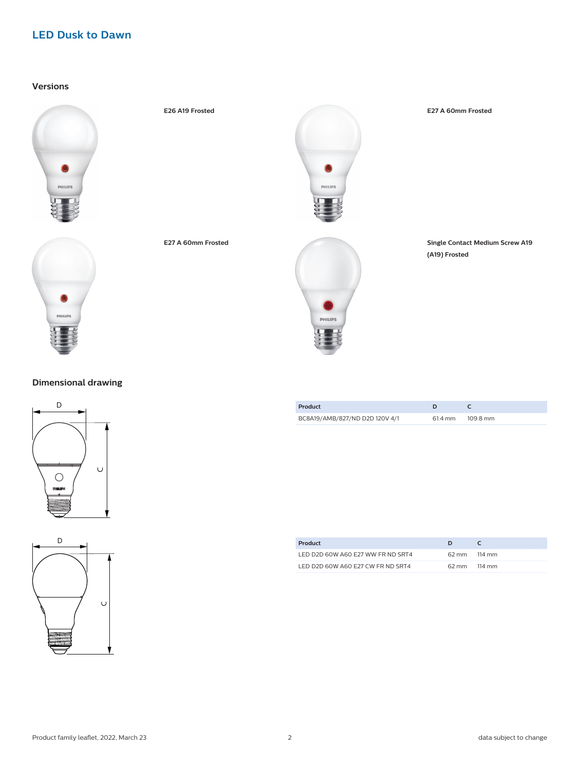# LED Dusk to Dawn

## Versions

**E26 A19 Frosted**

**E27 A 60mm Frosted**

**E27 A 60mm Frosted**

**Single Contact Medium Screw A19 (A19) Frosted**

## Dimensional drawing

| Product | D | C |
|---|---|---|
| BC8A19/AMB/827/ND D2D 120V 4/1 | 61.4 mm | 109.8 mm |

| Product | D | C |
|---|---|---|
| LED D2D 60W A60 E27 WW FR ND SRT4 | 62 mm | 114 mm |
| LED D2D 60W A60 E27 CW FR ND SRT4 | 62 mm | 114 mm |

Product family leaflet, 2022, March 23

data subject to change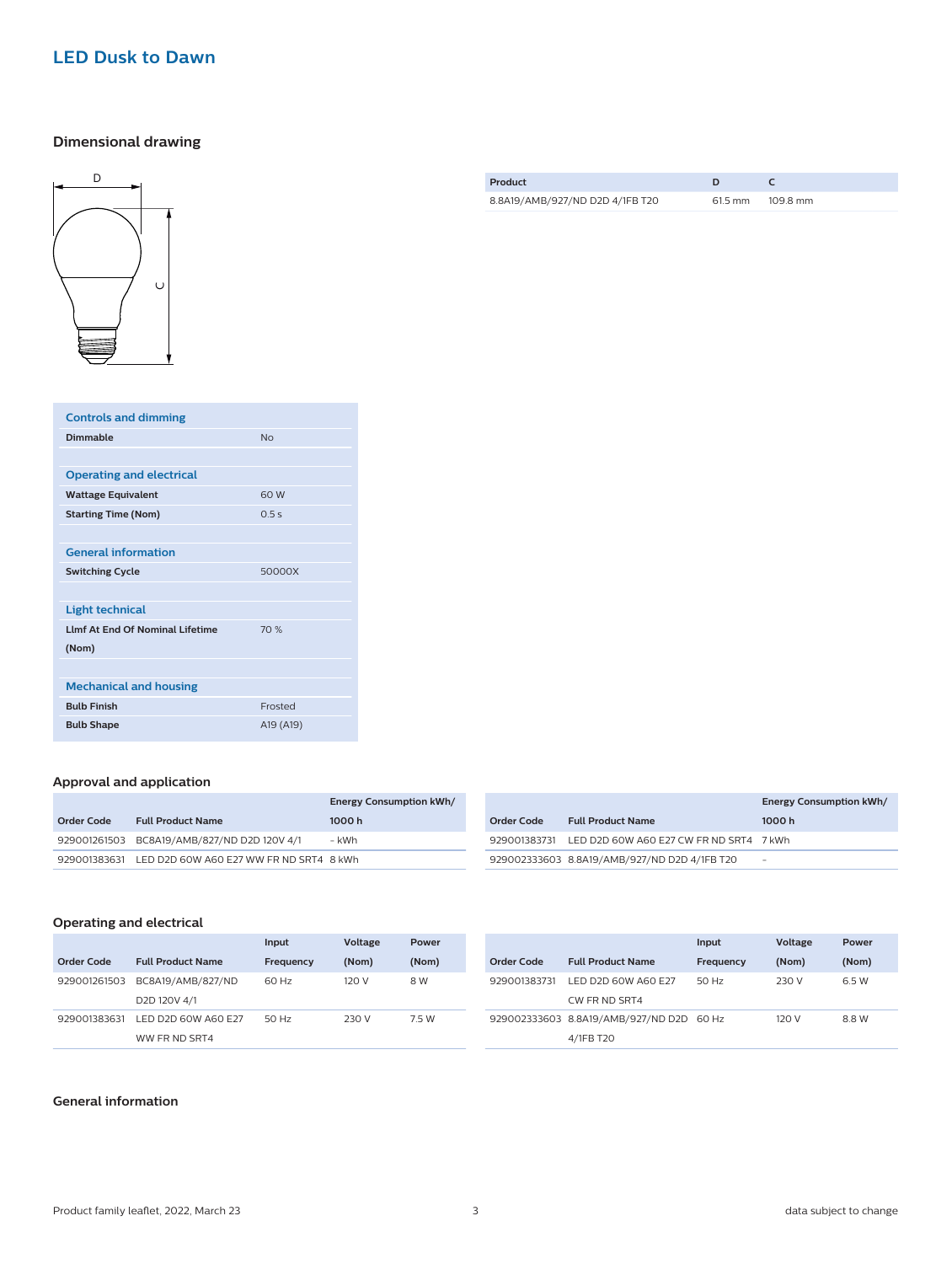## LED Dusk to Dawn

### Dimensional drawing

| Product | D | C |
|---|---|---|
| 8.8A19/AMB/927/ND D2D 4/1FB T20 | 61.5 mm | 109.8 mm |

| Controls and dimming | |
|---|---|
| Dimmable | No |
| **Operating and electrical** | |
| Wattage Equivalent | 60 W |
| Starting Time (Nom) | 0.5 s |
| **General information** | |
| Switching Cycle | 50000X |
| **Light technical** | |
| Llmf At End Of Nominal Lifetime (Nom) | 70 % |
| **Mechanical and housing** | |
| Bulb Finish | Frosted |
| Bulb Shape | A19 (A19) |

### Approval and application

| Order Code | Full Product Name | Energy Consumption kWh/ 1000 h |
|---|---|---|
| 929001261503 | BC8A19/AMB/827/ND D2D 120V 4/1 | - kWh |
| 929001383631 | LED D2D 60W A60 E27 WW FR ND SRT4 | 8 kWh |
| 929001383731 | LED D2D 60W A60 E27 CW FR ND SRT4 | 7 kWh |
| 929002333603 | 8.8A19/AMB/927/ND D2D 4/1FB T20 | - |

### Operating and electrical

| Order Code | Full Product Name | Input Frequency | Voltage (Nom) | Power (Nom) |
|---|---|---|---|---|
| 929001261503 | BC8A19/AMB/827/ND D2D 120V 4/1 | 60 Hz | 120 V | 8 W |
| 929001383631 | LED D2D 60W A60 E27 WW FR ND SRT4 | 50 Hz | 230 V | 7.5 W |
| 929001383731 | LED D2D 60W A60 E27 CW FR ND SRT4 | 50 Hz | 230 V | 6.5 W |
| 929002333603 | 8.8A19/AMB/927/ND D2D 4/1FB T20 | 60 Hz | 120 V | 8.8 W |

### General information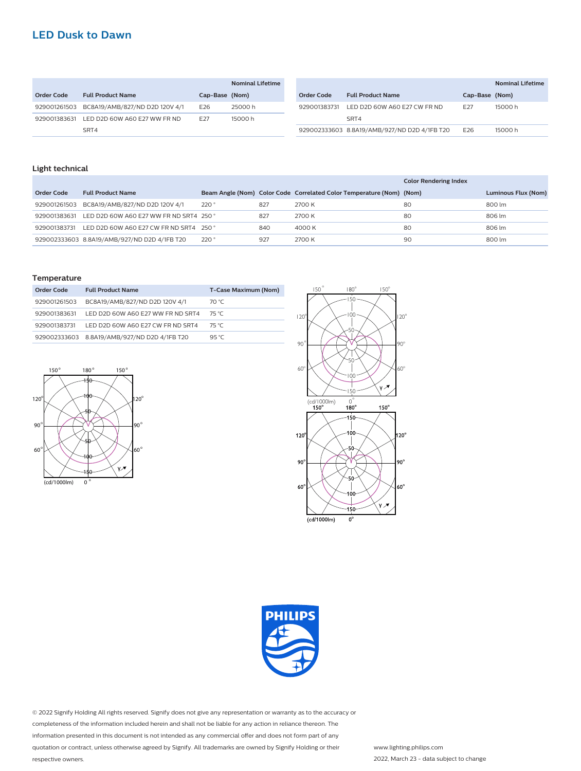## LED Dusk to Dawn

| Order Code | Full Product Name | Cap-Base | Nominal Lifetime (Nom) |
|---|---|---|---|
| 929001261503 | BC8A19/AMB/827/ND D2D 120V 4/1 | E26 | 25000 h |
| 929001383631 | LED D2D 60W A60 E27 WW FR ND SRT4 | E27 | 15000 h |
| 929001383731 | LED D2D 60W A60 E27 CW FR ND SRT4 | E27 | 15000 h |
| 929002333603 | 8.8A19/AMB/927/ND D2D 4/1FB T20 | E26 | 15000 h |

### Light technical

| Order Code | Full Product Name | Beam Angle (Nom) | Color Code | Correlated Color Temperature (Nom) | Color Rendering Index (Nom) | Luminous Flux (Nom) |
|---|---|---|---|---|---|---|
| 929001261503 | BC8A19/AMB/827/ND D2D 120V 4/1 | 220 ° | 827 | 2700 K | 80 | 800 lm |
| 929001383631 | LED D2D 60W A60 E27 WW FR ND SRT4 | 250 ° | 827 | 2700 K | 80 | 806 lm |
| 929001383731 | LED D2D 60W A60 E27 CW FR ND SRT4 | 250 ° | 840 | 4000 K | 80 | 806 lm |
| 929002333603 | 8.8A19/AMB/927/ND D2D 4/1FB T20 | 220 ° | 927 | 2700 K | 90 | 800 lm |

### Temperature

| Order Code | Full Product Name | T-Case Maximum (Nom) |
|---|---|---|
| 929001261503 | BC8A19/AMB/827/ND D2D 120V 4/1 | 70 °C |
| 929001383631 | LED D2D 60W A60 E27 WW FR ND SRT4 | 75 °C |
| 929001383731 | LED D2D 60W A60 E27 CW FR ND SRT4 | 75 °C |
| 929002333603 | 8.8A19/AMB/927/ND D2D 4/1FB T20 | 95 °C |

150° 180° 150°
120° 120°
90° 90°
60° 60°
150 100 50 50 100 150
γ
(cd/1000lm) 0°

150° 180° 150°
120° 120°
90° 90°
60° 60°
150 100 50 50 100 150
γ
(cd/1000lm) 0°

150° 180° 150°
120° 120°
90° 90°
60° 60°
150 100 50 50 100 150
γ
(cd/1000lm) 0°

© 2022 Signify Holding All rights reserved. Signify does not give any representation or warranty as to the accuracy or completeness of the information included herein and shall not be liable for any action in reliance thereon. The information presented in this document is not intended as any commercial offer and does not form part of any quotation or contract, unless otherwise agreed by Signify. All trademarks are owned by Signify Holding or their respective owners.

www.lighting.philips.com

2022, March 23 - data subject to change